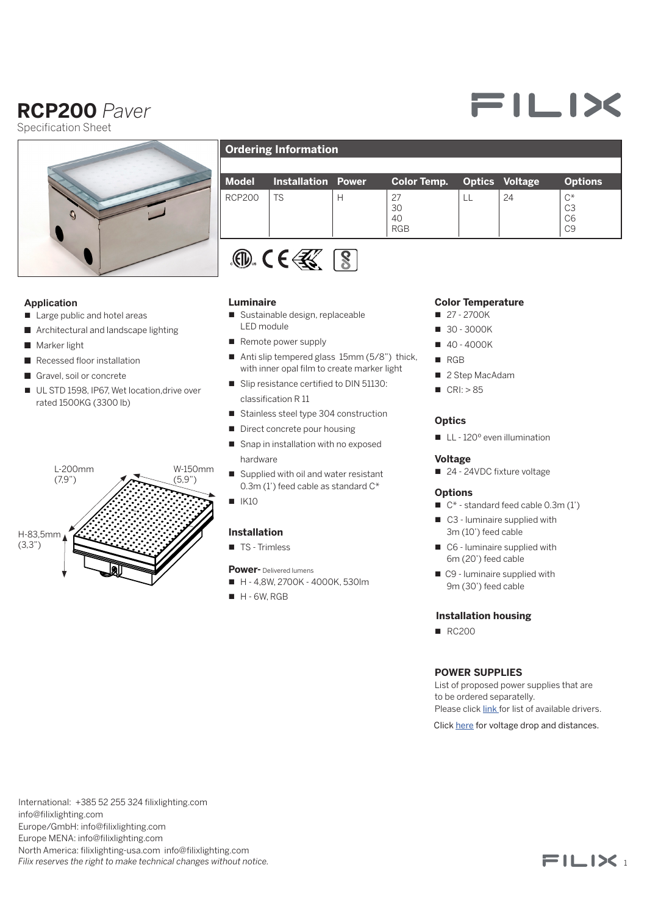# RCP200 *Paver*

Specification Sheet

## Ordering Information

| Model | Installation | Power | Color Temp. | Optics | Voltage | Options |
|---|---|---|---|---|---|---|
| RCP200 | TS | H | 27<br>30<br>40<br>RGB | LL | 24 | C*<br>C3<br>C6<br>C9 |

### Application

- Large public and hotel areas
- Architectural and landscape lighting
- Marker light
- Recessed floor installation
- Gravel, soil or concrete
- UL STD 1598, IP67, Wet location,drive over rated 1500KG (3300 lb)

L-200mm (7,9")

W-150mm (5,9")

H-83,5mm (3,3")

### Luminaire

- Sustainable design, replaceable LED module
- Remote power supply
- Anti slip tempered glass 15mm (5/8") thick, with inner opal film to create marker light
- Slip resistance certified to DIN 51130: classification R 11
- Stainless steel type 304 construction
- Direct concrete pour housing
- Snap in installation with no exposed hardware
- Supplied with oil and water resistant 0.3m (1') feed cable as standard C*
- IK10

### Installation

- TS - Trimless

### Power- Delivered lumens

- H - 4,8W, 2700K - 4000K, 530lm
- H - 6W, RGB

### Color Temperature

- 27 - 2700K
- 30 - 3000K
- 40 - 4000K
- RGB
- 2 Step MacAdam
- CRI: > 85

### Optics

- LL - 120º even illumination

### Voltage

- 24 - 24VDC fixture voltage

### Options

- C* - standard feed cable 0.3m (1')
- C3 - luminaire supplied with 3m (10') feed cable
- C6 - luminaire supplied with 6m (20') feed cable
- C9 - luminaire supplied with 9m (30') feed cable

### Installation housing

- RC200

### POWER SUPPLIES

List of proposed power supplies that are to be ordered separately.
Please click link for list of available drivers.

Click here for voltage drop and distances.

International: +385 52 255 324 filixlighting.com
info@filixlighting.com
Europe/GmbH: info@filixlighting.com
Europe MENA: info@filixlighting.com
North America: filixlighting-usa.com info@filixlighting.com
*Filix reserves the right to make technical changes without notice.*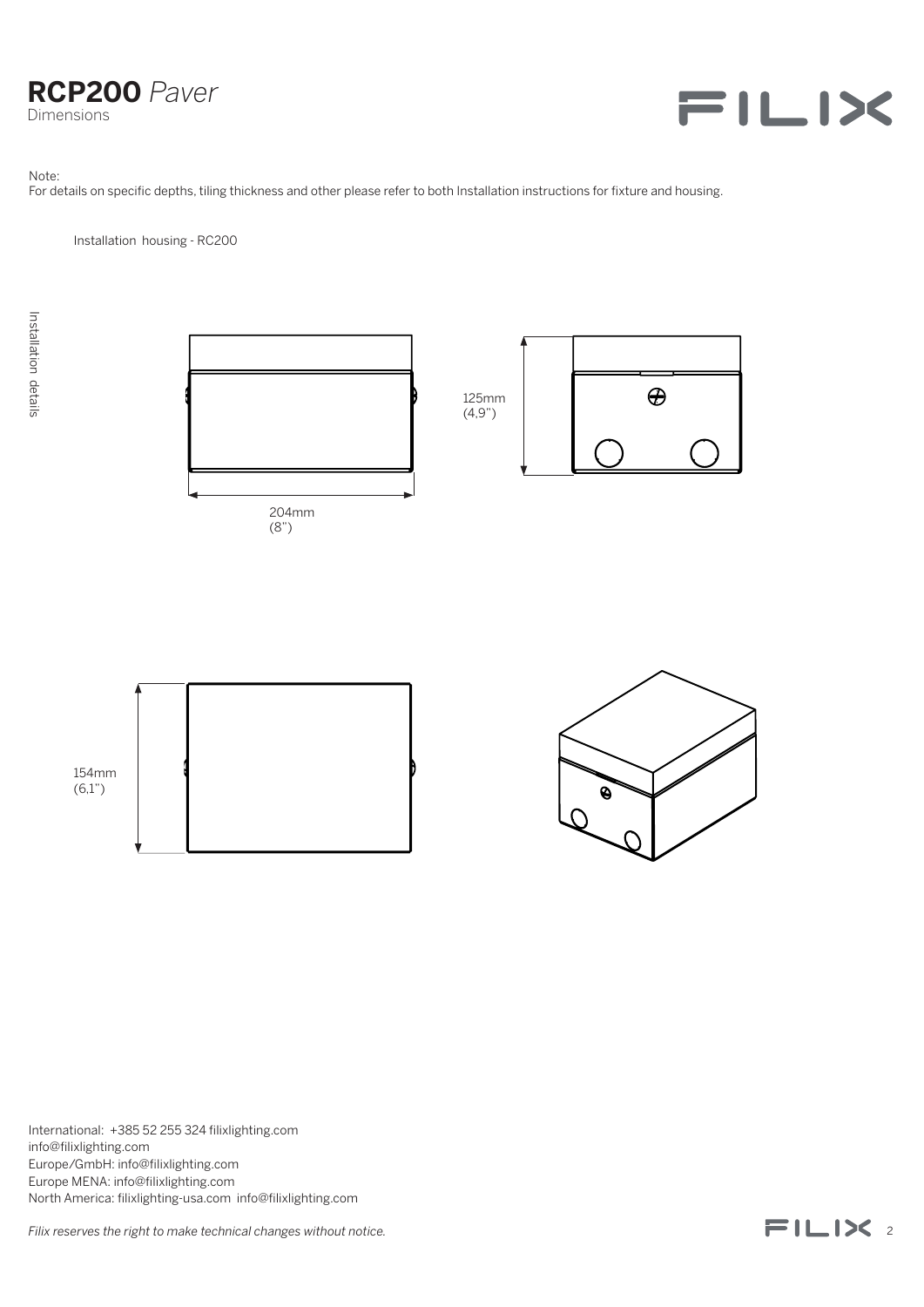# **RCP200** *Paver*

Dimensions

Note:
For details on specific depths, tiling thickness and other please refer to both Installation instructions for fixture and housing.

Installation details

Installation housing - RC200

125mm
(4,9")

204mm
(8")

154mm
(6,1")

International: +385 52 255 324 filixlighting.com
info@filixlighting.com
Europe/GmbH: info@filixlighting.com
Europe MENA: info@filixlighting.com
North America: filixlighting-usa.com info@filixlighting.com

*Filix reserves the right to make technical changes without notice.*